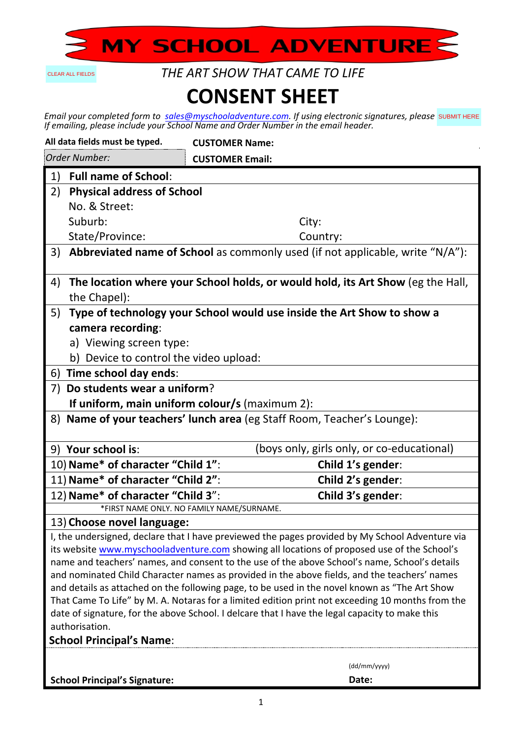# MY SCHOOL ADVENTURE

CLEAR ALL FIELDS

*THE ART SHOW THAT CAME TO LIFE*

# CONSENT SHEET

*Email your completed form to sales@myschooladventure.com. If using electronic signatures, please* SUBMIT HERE
*If emailing, please include your School Name and Order Number in the email header.*

| **All data fields must be typed.** | **CUSTOMER Name:** |
|---|---|
| *Order Number:* | **CUSTOMER Email:** |

1) **Full name of School**:

2) **Physical address of School**
   No. & Street:
   Suburb: City:
   State/Province: Country:

3) **Abbreviated name of School** as commonly used (if not applicable, write "N/A"):

4) **The location where your School holds, or would hold, its Art Show** (eg the Hall, the Chapel):

5) **Type of technology your School would use inside the Art Show to show a camera recording**:
   a) Viewing screen type:
   b) Device to control the video upload:

6) **Time school day ends**:

7) **Do students wear a uniform**?
   **If uniform, main uniform colour/s** (maximum 2):

8) **Name of your teachers' lunch area** (eg Staff Room, Teacher's Lounge):

9) **Your school is**: (boys only, girls only, or co-educational)

10) **Name\* of character "Child 1"**: **Child 1's gender**:

11) **Name\* of character "Child 2"**: **Child 2's gender**:

12) **Name\* of character "Child 3"**: **Child 3's gender**:

*FIRST NAME ONLY. NO FAMILY NAME/SURNAME.

13) **Choose novel language:**

I, the undersigned, declare that I have previewed the pages provided by My School Adventure via its website www.myschooladventure.com showing all locations of proposed use of the School's name and teachers' names, and consent to the use of the above School's name, School's details and nominated Child Character names as provided in the above fields, and the teachers' names and details as attached on the following page, to be used in the novel known as "The Art Show That Came To Life" by M. A. Notaras for a limited edition print not exceeding 10 months from the date of signature, for the above School. I delcare that I have the legal capacity to make this authorisation.

**School Principal's Name**:

**School Principal's Signature:** **Date:** (dd/mm/yyyy)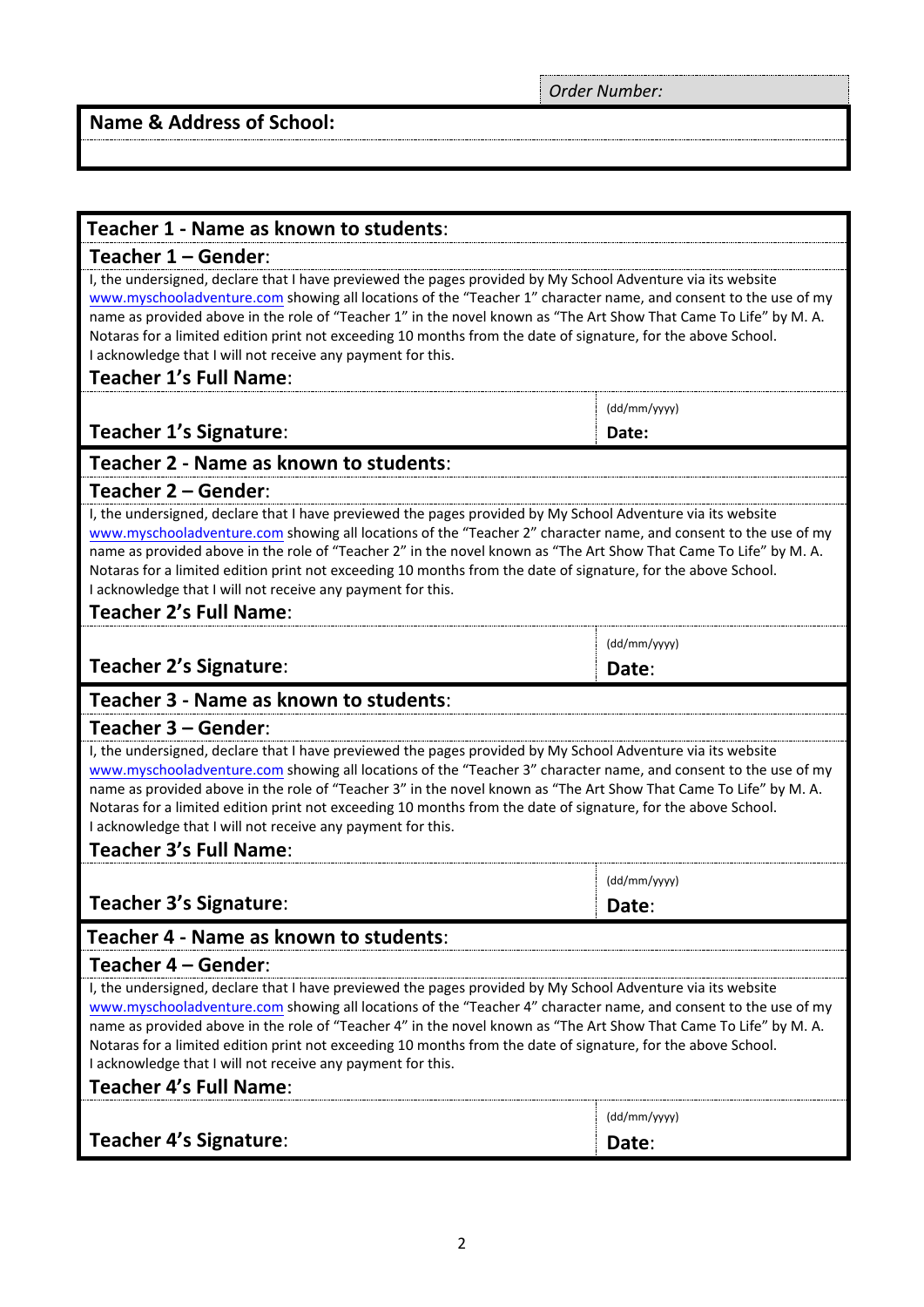*Order Number:*

**Name & Address of School:**

**Teacher 1 - Name as known to students**:

**Teacher 1 – Gender**:

I, the undersigned, declare that I have previewed the pages provided by My School Adventure via its website www.myschooladventure.com showing all locations of the "Teacher 1" character name, and consent to the use of my name as provided above in the role of "Teacher 1" in the novel known as "The Art Show That Came To Life" by M. A. Notaras for a limited edition print not exceeding 10 months from the date of signature, for the above School.
I acknowledge that I will not receive any payment for this.

**Teacher 1's Full Name**:

**Teacher 1's Signature**: **Date:** (dd/mm/yyyy)

**Teacher 2 - Name as known to students**:

**Teacher 2 – Gender**:

I, the undersigned, declare that I have previewed the pages provided by My School Adventure via its website www.myschooladventure.com showing all locations of the "Teacher 2" character name, and consent to the use of my name as provided above in the role of "Teacher 2" in the novel known as "The Art Show That Came To Life" by M. A. Notaras for a limited edition print not exceeding 10 months from the date of signature, for the above School.
I acknowledge that I will not receive any payment for this.

**Teacher 2's Full Name**:

**Teacher 2's Signature**: **Date**: (dd/mm/yyyy)

**Teacher 3 - Name as known to students**:

**Teacher 3 – Gender**:

I, the undersigned, declare that I have previewed the pages provided by My School Adventure via its website www.myschooladventure.com showing all locations of the "Teacher 3" character name, and consent to the use of my name as provided above in the role of "Teacher 3" in the novel known as "The Art Show That Came To Life" by M. A. Notaras for a limited edition print not exceeding 10 months from the date of signature, for the above School.
I acknowledge that I will not receive any payment for this.

**Teacher 3's Full Name**:

**Teacher 3's Signature**: **Date**: (dd/mm/yyyy)

**Teacher 4 - Name as known to students**:

**Teacher 4 – Gender**:

I, the undersigned, declare that I have previewed the pages provided by My School Adventure via its website www.myschooladventure.com showing all locations of the "Teacher 4" character name, and consent to the use of my name as provided above in the role of "Teacher 4" in the novel known as "The Art Show That Came To Life" by M. A. Notaras for a limited edition print not exceeding 10 months from the date of signature, for the above School.
I acknowledge that I will not receive any payment for this.

**Teacher 4's Full Name**:

**Teacher 4's Signature**: **Date**: (dd/mm/yyyy)